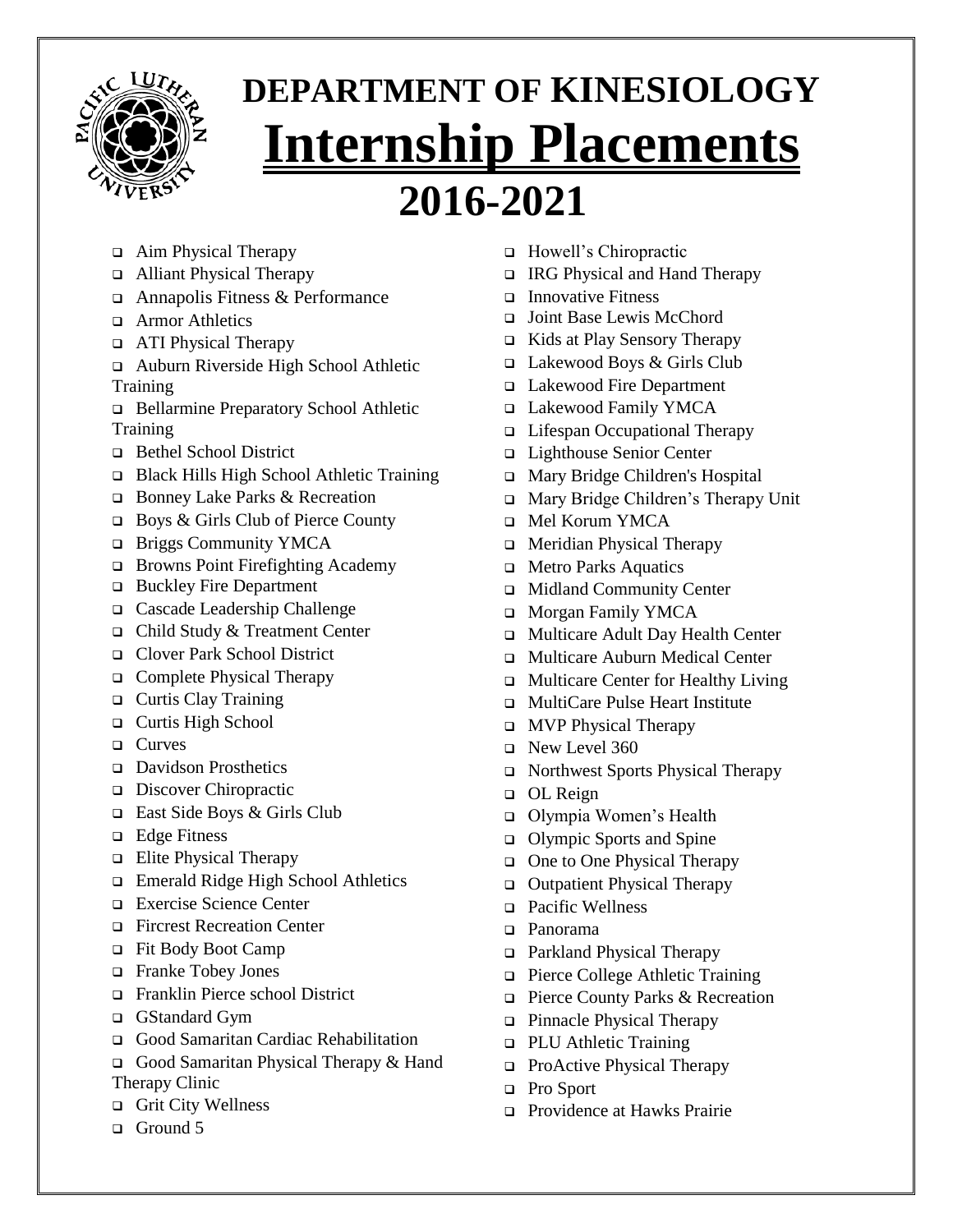# DEPARTMENT OF KINESIOLOGY

# Internship Placements

## 2016-2021

- Aim Physical Therapy
- Alliant Physical Therapy
- Annapolis Fitness & Performance
- Armor Athletics
- ATI Physical Therapy
- Auburn Riverside High School Athletic Training
- Bellarmine Preparatory School Athletic Training
- Bethel School District
- Black Hills High School Athletic Training
- Bonney Lake Parks & Recreation
- Boys & Girls Club of Pierce County
- Briggs Community YMCA
- Browns Point Firefighting Academy
- Buckley Fire Department
- Cascade Leadership Challenge
- Child Study & Treatment Center
- Clover Park School District
- Complete Physical Therapy
- Curtis Clay Training
- Curtis High School
- Curves
- Davidson Prosthetics
- Discover Chiropractic
- East Side Boys & Girls Club
- Edge Fitness
- Elite Physical Therapy
- Emerald Ridge High School Athletics
- Exercise Science Center
- Fircrest Recreation Center
- Fit Body Boot Camp
- Franke Tobey Jones
- Franklin Pierce school District
- GStandard Gym
- Good Samaritan Cardiac Rehabilitation
- Good Samaritan Physical Therapy & Hand Therapy Clinic
- Grit City Wellness
- Ground 5
- Howell's Chiropractic
- IRG Physical and Hand Therapy
- Innovative Fitness
- Joint Base Lewis McChord
- Kids at Play Sensory Therapy
- Lakewood Boys & Girls Club
- Lakewood Fire Department
- Lakewood Family YMCA
- Lifespan Occupational Therapy
- Lighthouse Senior Center
- Mary Bridge Children's Hospital
- Mary Bridge Children's Therapy Unit
- Mel Korum YMCA
- Meridian Physical Therapy
- Metro Parks Aquatics
- Midland Community Center
- Morgan Family YMCA
- Multicare Adult Day Health Center
- Multicare Auburn Medical Center
- Multicare Center for Healthy Living
- MultiCare Pulse Heart Institute
- MVP Physical Therapy
- New Level 360
- Northwest Sports Physical Therapy
- OL Reign
- Olympia Women's Health
- Olympic Sports and Spine
- One to One Physical Therapy
- Outpatient Physical Therapy
- Pacific Wellness
- Panorama
- Parkland Physical Therapy
- Pierce College Athletic Training
- Pierce County Parks & Recreation
- Pinnacle Physical Therapy
- PLU Athletic Training
- ProActive Physical Therapy
- Pro Sport
- Providence at Hawks Prairie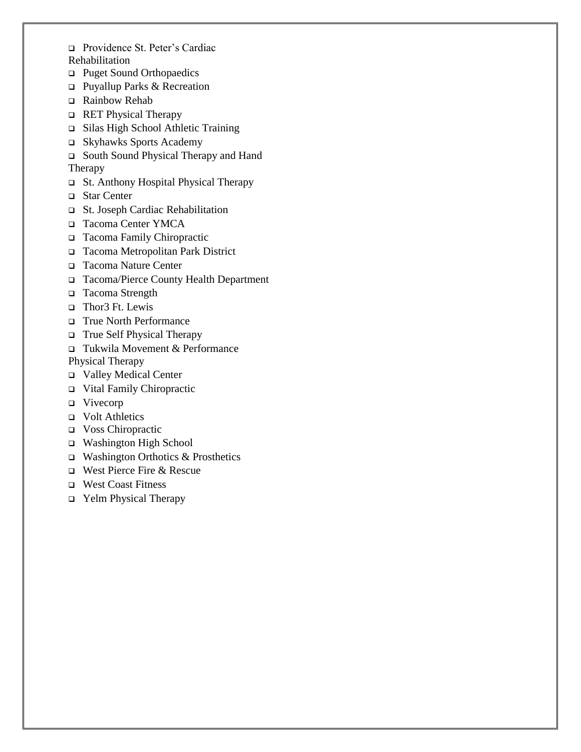- Providence St. Peter's Cardiac Rehabilitation
- Puget Sound Orthopaedics
- Puyallup Parks & Recreation
- Rainbow Rehab
- RET Physical Therapy
- Silas High School Athletic Training
- Skyhawks Sports Academy
- South Sound Physical Therapy and Hand Therapy
- St. Anthony Hospital Physical Therapy
- Star Center
- St. Joseph Cardiac Rehabilitation
- Tacoma Center YMCA
- Tacoma Family Chiropractic
- Tacoma Metropolitan Park District
- Tacoma Nature Center
- Tacoma/Pierce County Health Department
- Tacoma Strength
- Thor3 Ft. Lewis
- True North Performance
- True Self Physical Therapy
- Tukwila Movement & Performance Physical Therapy
- Valley Medical Center
- Vital Family Chiropractic
- Vivecorp
- Volt Athletics
- Voss Chiropractic
- Washington High School
- Washington Orthotics & Prosthetics
- West Pierce Fire & Rescue
- West Coast Fitness
- Yelm Physical Therapy